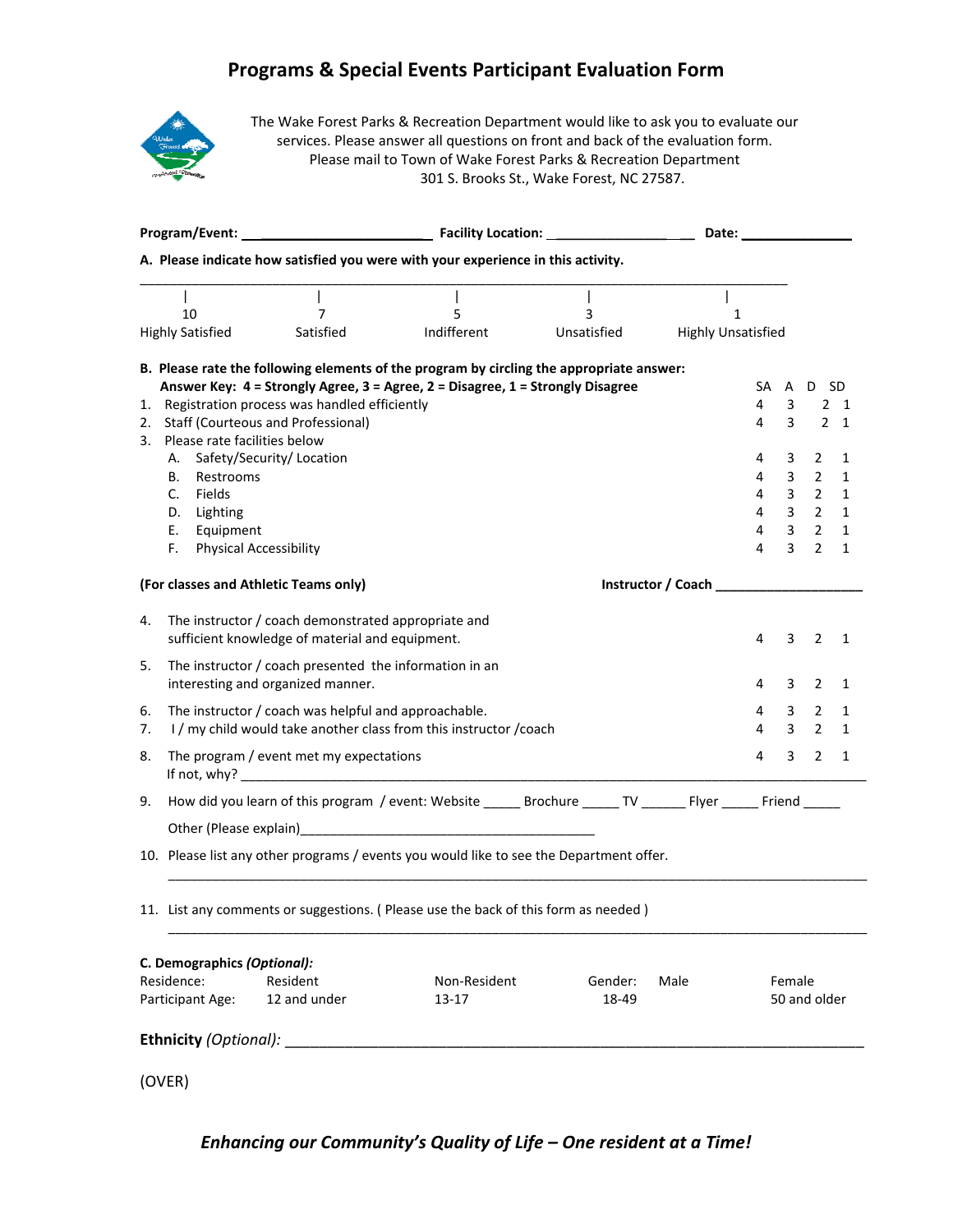# Programs & Special Events Participant Evaluation Form

The Wake Forest Parks & Recreation Department would like to ask you to evaluate our services. Please answer all questions on front and back of the evaluation form.
Please mail to Town of Wake Forest Parks & Recreation Department
301 S. Brooks St., Wake Forest, NC 27587.

**Program/Event:** ________________________ **Facility Location:** ____________________ **Date:** _______________

**A. Please indicate how satisfied you were with your experience in this activity.**

| 10 | 7 | 5 | 3 | 1 |
|---|---|---|---|---|
| Highly Satisfied | Satisfied | Indifferent | Unsatisfied | Highly Unsatisfied |

**B. Please rate the following elements of the program by circling the appropriate answer:**
**Answer Key: 4 = Strongly Agree, 3 = Agree, 2 = Disagree, 1 = Strongly Disagree**

| | SA | A | D | SD |
|---|---|---|---|---|
| 1. Registration process was handled efficiently | 4 | 3 | 2 | 1 |
| 2. Staff (Courteous and Professional) | 4 | 3 | 2 | 1 |
| 3. Please rate facilities below | | | | |
| A. Safety/Security/ Location | 4 | 3 | 2 | 1 |
| B. Restrooms | 4 | 3 | 2 | 1 |
| C. Fields | 4 | 3 | 2 | 1 |
| D. Lighting | 4 | 3 | 2 | 1 |
| E. Equipment | 4 | 3 | 2 | 1 |
| F. Physical Accessibility | 4 | 3 | 2 | 1 |

**(For classes and Athletic Teams only)** **Instructor / Coach** ____________________

| | | | | |
|---|---|---|---|---|
| 4. The instructor / coach demonstrated appropriate and sufficient knowledge of material and equipment. | 4 | 3 | 2 | 1 |
| 5. The instructor / coach presented the information in an interesting and organized manner. | 4 | 3 | 2 | 1 |
| 6. The instructor / coach was helpful and approachable. | 4 | 3 | 2 | 1 |
| 7. I / my child would take another class from this instructor /coach | 4 | 3 | 2 | 1 |
| 8. The program / event met my expectations | 4 | 3 | 2 | 1 |

If not, why? ______________________________________________________________________

9. How did you learn of this program / event: Website _____ Brochure _____ TV ______ Flyer _____ Friend _____

   Other (Please explain)________________________________________

10. Please list any other programs / events you would like to see the Department offer.

    ______________________________________________________________________

11. List any comments or suggestions. ( Please use the back of this form as needed )

    ______________________________________________________________________

**C. Demographics *(Optional)*:**

Residence: Resident Non-Resident Gender: Male Female
Participant Age: 12 and under 13-17 18-49 50 and older

**Ethnicity** *(Optional)*: ______________________________________________________________________

(OVER)

***Enhancing our Community's Quality of Life – One resident at a Time!***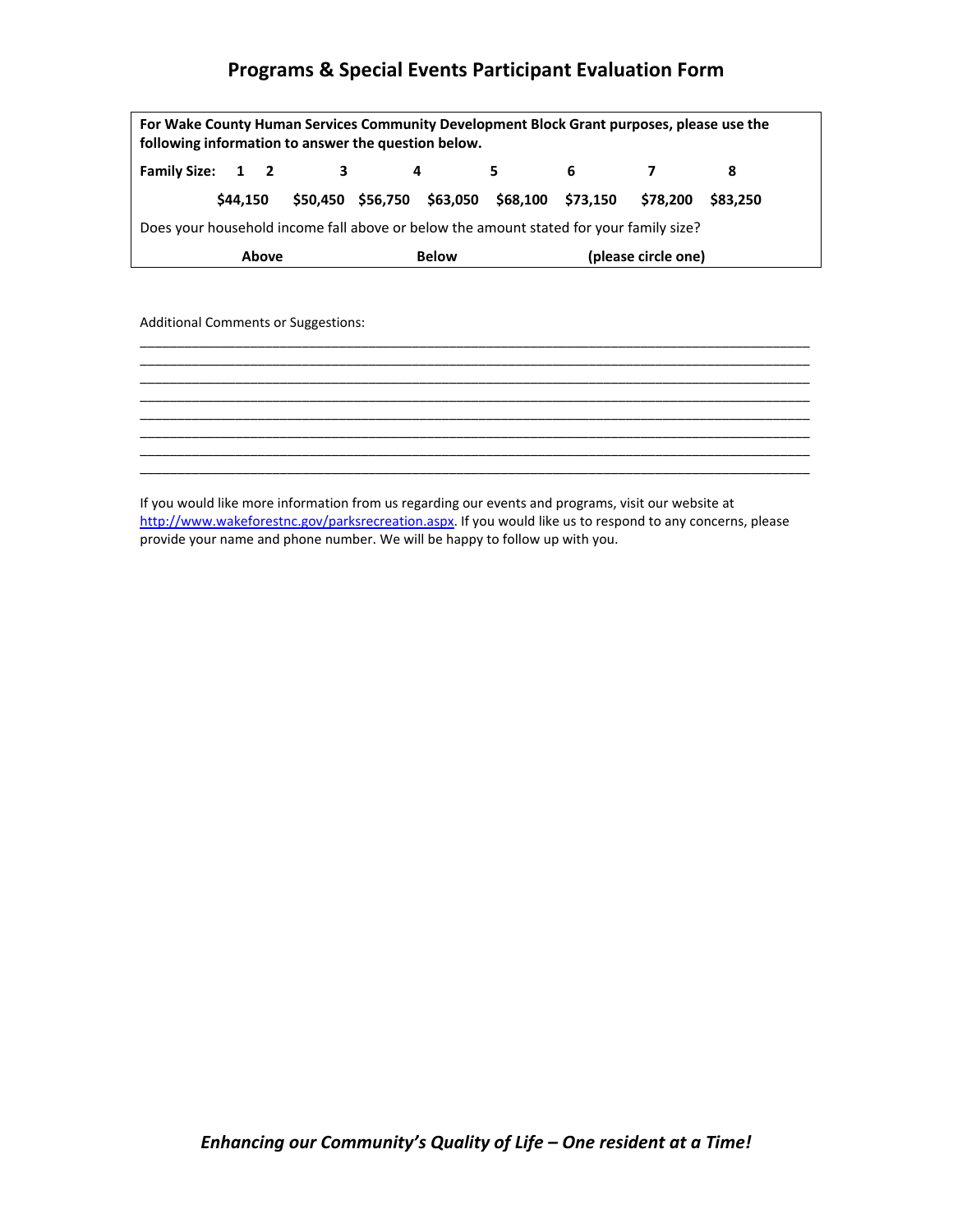# Programs & Special Events Participant Evaluation Form

**For Wake County Human Services Community Development Block Grant purposes, please use the following information to answer the question below.**

| Family Size: | 1 | 2 | 3 | 4 | 5 | 6 | 7 | 8 |
|---|---|---|---|---|---|---|---|---|
| | $44,150 | $50,450 | $56,750 | $63,050 | $68,100 | $73,150 | $78,200 | $83,250 |

Does your household income fall above or below the amount stated for your family size?

**Above** **Below** **(please circle one)**

Additional Comments or Suggestions:

________________________________________________________________________________________________
________________________________________________________________________________________________
________________________________________________________________________________________________
________________________________________________________________________________________________
________________________________________________________________________________________________
________________________________________________________________________________________________
________________________________________________________________________________________________
________________________________________________________________________________________________

If you would like more information from us regarding our events and programs, visit our website at http://www.wakeforestnc.gov/parksrecreation.aspx. If you would like us to respond to any concerns, please provide your name and phone number. We will be happy to follow up with you.

***Enhancing our Community's Quality of Life – One resident at a Time!***